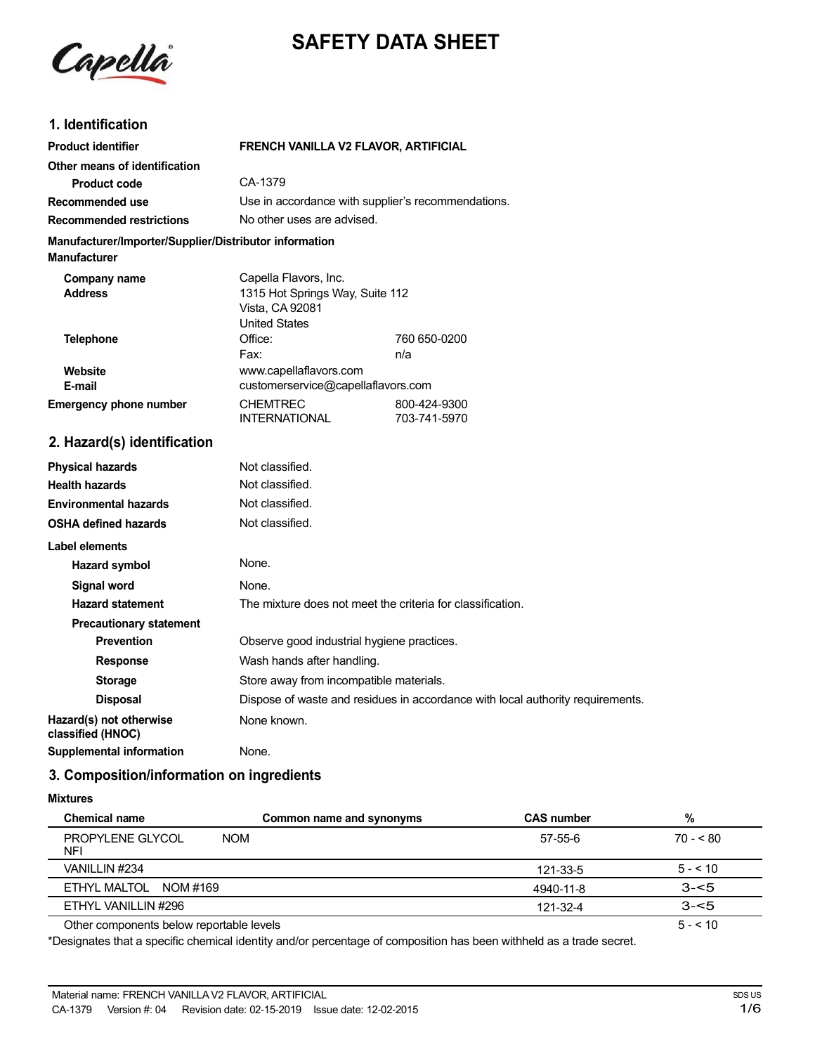# SAFETY DATA SHEET

## 1. Identification

| | | |
|---|---|---|
| **Product identifier** | **FRENCH VANILLA V2 FLAVOR, ARTIFICIAL** | |
| **Other means of identification** | | |
| **Product code** | CA-1379 | |
| **Recommended use** | Use in accordance with supplier's recommendations. | |
| **Recommended restrictions** | No other uses are advised. | |

**Manufacturer/Importer/Supplier/Distributor information**

**Manufacturer**

| | | |
|---|---|---|
| **Company name** | Capella Flavors, Inc. | |
| **Address** | 1315 Hot Springs Way, Suite 112<br>Vista, CA 92081<br>United States | |
| **Telephone** | Office: | 760 650-0200 |
| | Fax: | n/a |
| **Website** | www.capellaflavors.com | |
| **E-mail** | customerservice@capellaflavors.com | |
| **Emergency phone number** | CHEMTREC | 800-424-9300 |
| | INTERNATIONAL | 703-741-5970 |

## 2. Hazard(s) identification

| | |
|---|---|
| **Physical hazards** | Not classified. |
| **Health hazards** | Not classified. |
| **Environmental hazards** | Not classified. |
| **OSHA defined hazards** | Not classified. |

**Label elements**

| | |
|---|---|
| **Hazard symbol** | None. |
| **Signal word** | None. |
| **Hazard statement** | The mixture does not meet the criteria for classification. |
| **Precautionary statement** | |
| **Prevention** | Observe good industrial hygiene practices. |
| **Response** | Wash hands after handling. |
| **Storage** | Store away from incompatible materials. |
| **Disposal** | Dispose of waste and residues in accordance with local authority requirements. |
| **Hazard(s) not otherwise classified (HNOC)** | None known. |
| **Supplemental information** | None. |

## 3. Composition/information on ingredients

**Mixtures**

| Chemical name | Common name and synonyms | CAS number | % |
|---|---|---|---|
| PROPYLENE GLYCOL NFI | NOM | 57-55-6 | 70 - < 80 |
| VANILLIN #234 | | 121-33-5 | 5 - < 10 |
| ETHYL MALTOL NOM #169 | | 4940-11-8 | 3-<5 |
| ETHYL VANILLIN #296 | | 121-32-4 | 3-<5 |
| Other components below reportable levels | | | 5 - < 10 |

*Designates that a specific chemical identity and/or percentage of composition has been withheld as a trade secret.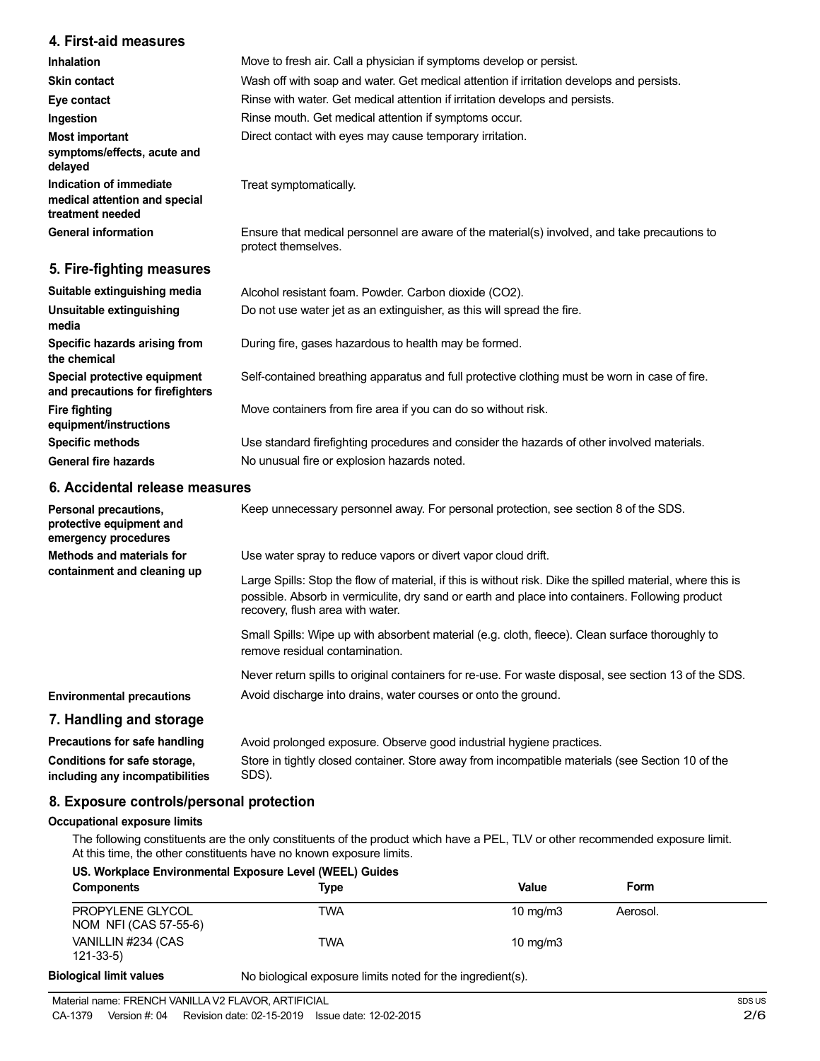## 4. First-aid measures

| | |
|---|---|
| **Inhalation** | Move to fresh air. Call a physician if symptoms develop or persist. |
| **Skin contact** | Wash off with soap and water. Get medical attention if irritation develops and persists. |
| **Eye contact** | Rinse with water. Get medical attention if irritation develops and persists. |
| **Ingestion** | Rinse mouth. Get medical attention if symptoms occur. |
| **Most important symptoms/effects, acute and delayed** | Direct contact with eyes may cause temporary irritation. |
| **Indication of immediate medical attention and special treatment needed** | Treat symptomatically. |
| **General information** | Ensure that medical personnel are aware of the material(s) involved, and take precautions to protect themselves. |

## 5. Fire-fighting measures

| | |
|---|---|
| **Suitable extinguishing media** | Alcohol resistant foam. Powder. Carbon dioxide ($CO_2$). |
| **Unsuitable extinguishing media** | Do not use water jet as an extinguisher, as this will spread the fire. |
| **Specific hazards arising from the chemical** | During fire, gases hazardous to health may be formed. |
| **Special protective equipment and precautions for firefighters** | Self-contained breathing apparatus and full protective clothing must be worn in case of fire. |
| **Fire fighting equipment/instructions** | Move containers from fire area if you can do so without risk. |
| **Specific methods** | Use standard firefighting procedures and consider the hazards of other involved materials. |
| **General fire hazards** | No unusual fire or explosion hazards noted. |

## 6. Accidental release measures

**Personal precautions, protective equipment and emergency procedures**
Keep unnecessary personnel away. For personal protection, see section 8 of the SDS.

**Methods and materials for containment and cleaning up**
Use water spray to reduce vapors or divert vapor cloud drift.

Large Spills: Stop the flow of material, if this is without risk. Dike the spilled material, where this is possible. Absorb in vermiculite, dry sand or earth and place into containers. Following product recovery, flush area with water.

Small Spills: Wipe up with absorbent material (e.g. cloth, fleece). Clean surface thoroughly to remove residual contamination.

Never return spills to original containers for re-use. For waste disposal, see section 13 of the SDS.

**Environmental precautions**
Avoid discharge into drains, water courses or onto the ground.

## 7. Handling and storage

| | |
|---|---|
| **Precautions for safe handling** | Avoid prolonged exposure. Observe good industrial hygiene practices. |
| **Conditions for safe storage, including any incompatibilities** | Store in tightly closed container. Store away from incompatible materials (see Section 10 of the SDS). |

## 8. Exposure controls/personal protection

**Occupational exposure limits**

The following constituents are the only constituents of the product which have a PEL, TLV or other recommended exposure limit. At this time, the other constituents have no known exposure limits.

**US. Workplace Environmental Exposure Level (WEEL) Guides**

| Components | Type | Value | Form |
|---|---|---|---|
| PROPYLENE GLYCOL NOM NFI (CAS 57-55-6) | TWA | 10 mg/m3 | Aerosol. |
| VANILLIN #234 (CAS 121-33-5) | TWA | 10 mg/m3 | |

**Biological limit values**
No biological exposure limits noted for the ingredient(s).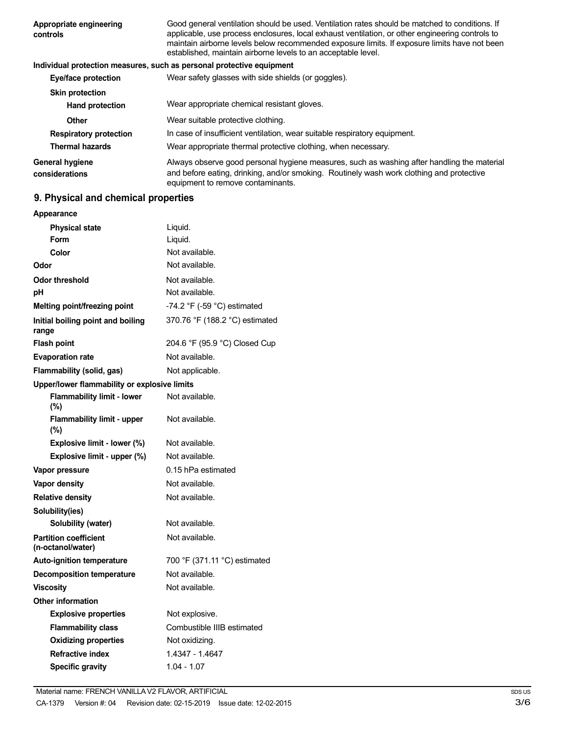| | |
|---|---|
| **Appropriate engineering controls** | Good general ventilation should be used. Ventilation rates should be matched to conditions. If applicable, use process enclosures, local exhaust ventilation, or other engineering controls to maintain airborne levels below recommended exposure limits. If exposure limits have not been established, maintain airborne levels to an acceptable level. |

**Individual protection measures, such as personal protective equipment**

| | |
|---|---|
| **Eye/face protection** | Wear safety glasses with side shields (or goggles). |
| **Skin protection** | |
| **Hand protection** | Wear appropriate chemical resistant gloves. |
| **Other** | Wear suitable protective clothing. |
| **Respiratory protection** | In case of insufficient ventilation, wear suitable respiratory equipment. |
| **Thermal hazards** | Wear appropriate thermal protective clothing, when necessary. |
| **General hygiene considerations** | Always observe good personal hygiene measures, such as washing after handling the material and before eating, drinking, and/or smoking. Routinely wash work clothing and protective equipment to remove contaminants. |

## 9. Physical and chemical properties

| | |
|---|---|
| **Appearance** | |
| **Physical state** | Liquid. |
| **Form** | Liquid. |
| **Color** | Not available. |
| **Odor** | Not available. |
| **Odor threshold** | Not available. |
| **pH** | Not available. |
| **Melting point/freezing point** | -74.2 °F (-59 °C) estimated |
| **Initial boiling point and boiling range** | 370.76 °F (188.2 °C) estimated |
| **Flash point** | 204.6 °F (95.9 °C) Closed Cup |
| **Evaporation rate** | Not available. |
| **Flammability (solid, gas)** | Not applicable. |
| **Upper/lower flammability or explosive limits** | |
| **Flammability limit - lower (%)** | Not available. |
| **Flammability limit - upper (%)** | Not available. |
| **Explosive limit - lower (%)** | Not available. |
| **Explosive limit - upper (%)** | Not available. |
| **Vapor pressure** | 0.15 hPa estimated |
| **Vapor density** | Not available. |
| **Relative density** | Not available. |
| **Solubility(ies)** | |
| **Solubility (water)** | Not available. |
| **Partition coefficient (n-octanol/water)** | Not available. |
| **Auto-ignition temperature** | 700 °F (371.11 °C) estimated |
| **Decomposition temperature** | Not available. |
| **Viscosity** | Not available. |
| **Other information** | |
| **Explosive properties** | Not explosive. |
| **Flammability class** | Combustible IIIB estimated |
| **Oxidizing properties** | Not oxidizing. |
| **Refractive index** | 1.4347 - 1.4647 |
| **Specific gravity** | 1.04 - 1.07 |

Material name: FRENCH VANILLA V2 FLAVOR, ARTIFICIAL

CA-1379 Version #: 04 Revision date: 02-15-2019 Issue date: 12-02-2015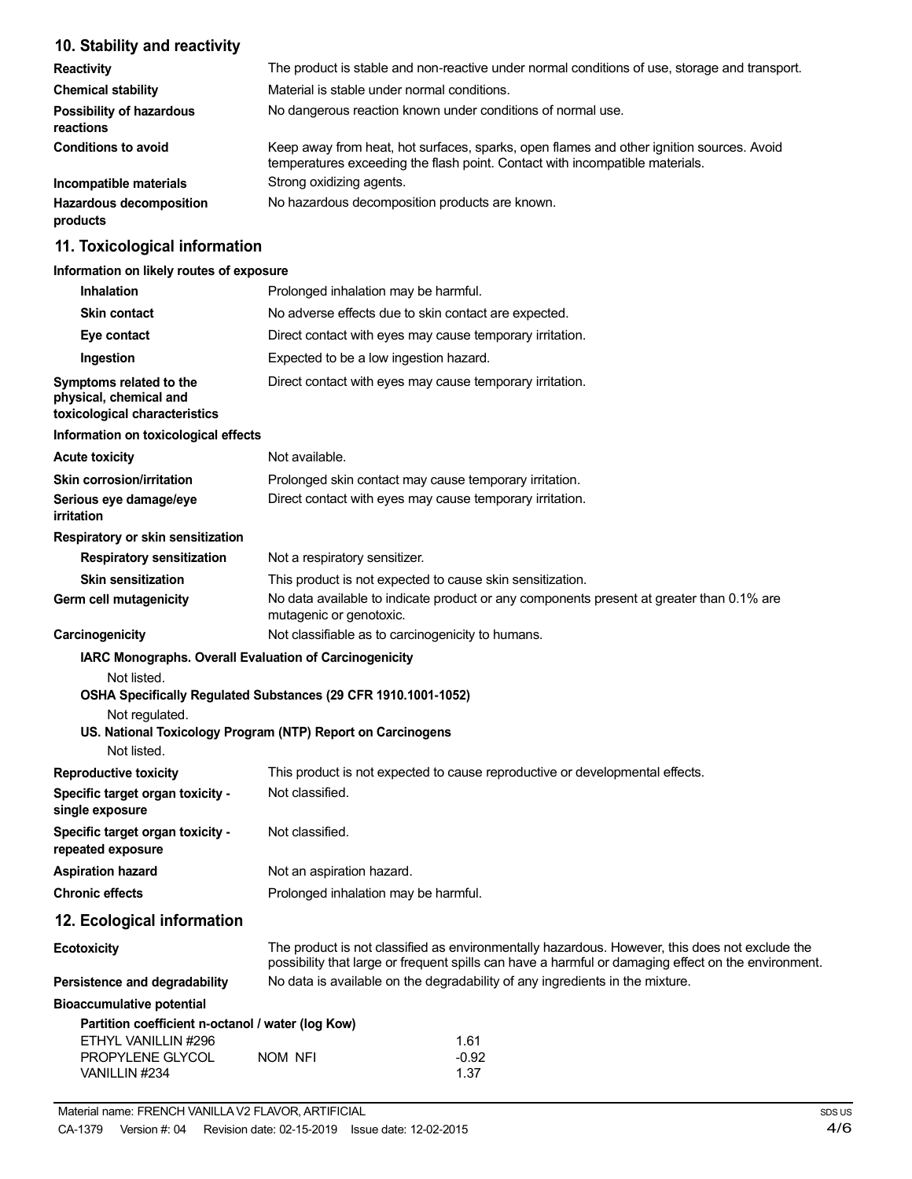## 10. Stability and reactivity

| | |
|---|---|
| **Reactivity** | The product is stable and non-reactive under normal conditions of use, storage and transport. |
| **Chemical stability** | Material is stable under normal conditions. |
| **Possibility of hazardous reactions** | No dangerous reaction known under conditions of normal use. |
| **Conditions to avoid** | Keep away from heat, hot surfaces, sparks, open flames and other ignition sources. Avoid temperatures exceeding the flash point. Contact with incompatible materials. |
| **Incompatible materials** | Strong oxidizing agents. |
| **Hazardous decomposition products** | No hazardous decomposition products are known. |

## 11. Toxicological information

**Information on likely routes of exposure**

| | |
|---|---|
| **Inhalation** | Prolonged inhalation may be harmful. |
| **Skin contact** | No adverse effects due to skin contact are expected. |
| **Eye contact** | Direct contact with eyes may cause temporary irritation. |
| **Ingestion** | Expected to be a low ingestion hazard. |
| **Symptoms related to the physical, chemical and toxicological characteristics** | Direct contact with eyes may cause temporary irritation. |

**Information on toxicological effects**

| | |
|---|---|
| **Acute toxicity** | Not available. |
| **Skin corrosion/irritation** | Prolonged skin contact may cause temporary irritation. |
| **Serious eye damage/eye irritation** | Direct contact with eyes may cause temporary irritation. |

**Respiratory or skin sensitization**

| | |
|---|---|
| **Respiratory sensitization** | Not a respiratory sensitizer. |
| **Skin sensitization** | This product is not expected to cause skin sensitization. |
| **Germ cell mutagenicity** | No data available to indicate product or any components present at greater than 0.1% are mutagenic or genotoxic. |
| **Carcinogenicity** | Not classifiable as to carcinogenicity to humans. |

**IARC Monographs. Overall Evaluation of Carcinogenicity**

Not listed.

**OSHA Specifically Regulated Substances (29 CFR 1910.1001-1052)**

Not regulated.

**US. National Toxicology Program (NTP) Report on Carcinogens**

Not listed.

| | |
|---|---|
| **Reproductive toxicity** | This product is not expected to cause reproductive or developmental effects. |
| **Specific target organ toxicity - single exposure** | Not classified. |
| **Specific target organ toxicity - repeated exposure** | Not classified. |
| **Aspiration hazard** | Not an aspiration hazard. |
| **Chronic effects** | Prolonged inhalation may be harmful. |

## 12. Ecological information

| | |
|---|---|
| **Ecotoxicity** | The product is not classified as environmentally hazardous. However, this does not exclude the possibility that large or frequent spills can have a harmful or damaging effect on the environment. |
| **Persistence and degradability** | No data is available on the degradability of any ingredients in the mixture. |

**Bioaccumulative potential**

**Partition coefficient n-octanol / water (log Kow)**

| | | |
|---|---|---|
| ETHYL VANILLIN #296 | | 1.61 |
| PROPYLENE GLYCOL | NOM NFI | -0.92 |
| VANILLIN #234 | | 1.37 |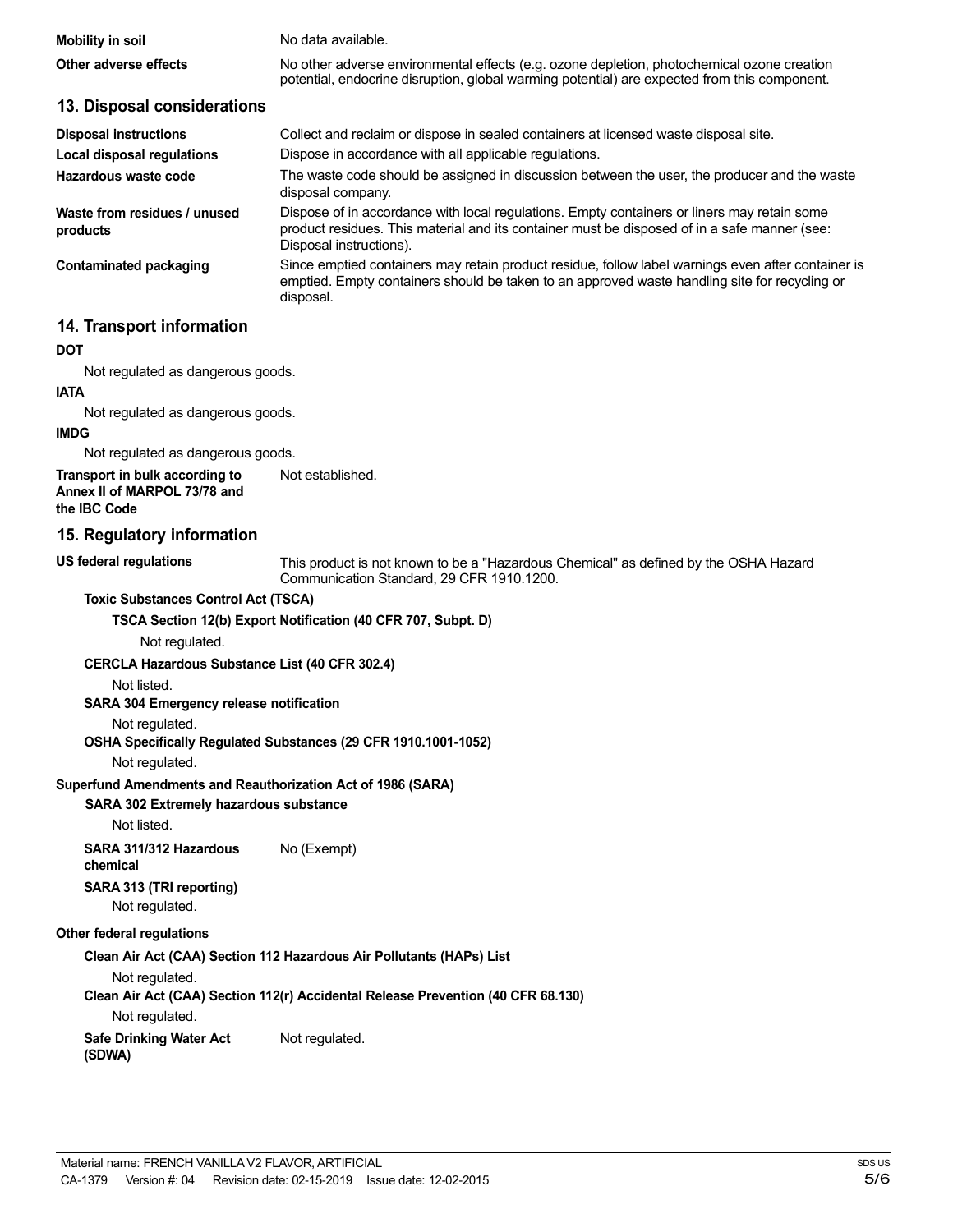| | |
|---|---|
| **Mobility in soil** | No data available. |
| **Other adverse effects** | No other adverse environmental effects (e.g. ozone depletion, photochemical ozone creation potential, endocrine disruption, global warming potential) are expected from this component. |

## 13. Disposal considerations

| | |
|---|---|
| **Disposal instructions** | Collect and reclaim or dispose in sealed containers at licensed waste disposal site. |
| **Local disposal regulations** | Dispose in accordance with all applicable regulations. |
| **Hazardous waste code** | The waste code should be assigned in discussion between the user, the producer and the waste disposal company. |
| **Waste from residues / unused products** | Dispose of in accordance with local regulations. Empty containers or liners may retain some product residues. This material and its container must be disposed of in a safe manner (see: Disposal instructions). |
| **Contaminated packaging** | Since emptied containers may retain product residue, follow label warnings even after container is emptied. Empty containers should be taken to an approved waste handling site for recycling or disposal. |

## 14. Transport information

**DOT**

Not regulated as dangerous goods.

**IATA**

Not regulated as dangerous goods.

**IMDG**

Not regulated as dangerous goods.

| | |
|---|---|
| **Transport in bulk according to Annex II of MARPOL 73/78 and the IBC Code** | Not established. |

## 15. Regulatory information

| | |
|---|---|
| **US federal regulations** | This product is not known to be a "Hazardous Chemical" as defined by the OSHA Hazard Communication Standard, 29 CFR 1910.1200. |

**Toxic Substances Control Act (TSCA)**

**TSCA Section 12(b) Export Notification (40 CFR 707, Subpt. D)**

Not regulated.

**CERCLA Hazardous Substance List (40 CFR 302.4)**

Not listed.

**SARA 304 Emergency release notification**

Not regulated.

**OSHA Specifically Regulated Substances (29 CFR 1910.1001-1052)**

Not regulated.

**Superfund Amendments and Reauthorization Act of 1986 (SARA)**

**SARA 302 Extremely hazardous substance**

Not listed.

| | |
|---|---|
| **SARA 311/312 Hazardous chemical** | No (Exempt) |

**SARA 313 (TRI reporting)**

Not regulated.

**Other federal regulations**

**Clean Air Act (CAA) Section 112 Hazardous Air Pollutants (HAPs) List**

Not regulated.

**Clean Air Act (CAA) Section 112(r) Accidental Release Prevention (40 CFR 68.130)**

Not regulated.

| | |
|---|---|
| **Safe Drinking Water Act (SDWA)** | Not regulated. |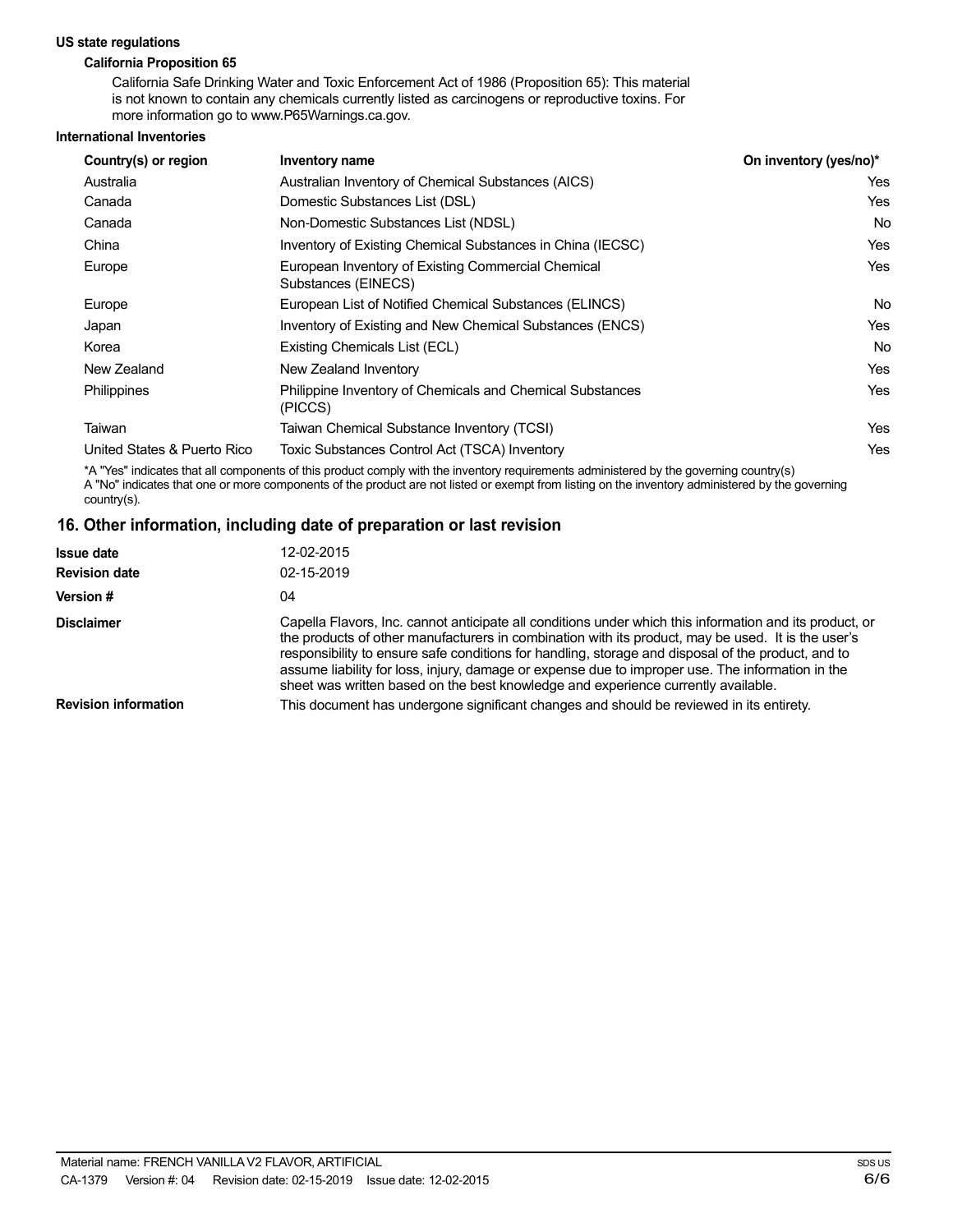**US state regulations**

**California Proposition 65**

California Safe Drinking Water and Toxic Enforcement Act of 1986 (Proposition 65): This material is not known to contain any chemicals currently listed as carcinogens or reproductive toxins. For more information go to www.P65Warnings.ca.gov.

**International Inventories**

| Country(s) or region | Inventory name | On inventory (yes/no)* |
|---|---|---|
| Australia | Australian Inventory of Chemical Substances (AICS) | Yes |
| Canada | Domestic Substances List (DSL) | Yes |
| Canada | Non-Domestic Substances List (NDSL) | No |
| China | Inventory of Existing Chemical Substances in China (IECSC) | Yes |
| Europe | European Inventory of Existing Commercial Chemical Substances (EINECS) | Yes |
| Europe | European List of Notified Chemical Substances (ELINCS) | No |
| Japan | Inventory of Existing and New Chemical Substances (ENCS) | Yes |
| Korea | Existing Chemicals List (ECL) | No |
| New Zealand | New Zealand Inventory | Yes |
| Philippines | Philippine Inventory of Chemicals and Chemical Substances (PICCS) | Yes |
| Taiwan | Taiwan Chemical Substance Inventory (TCSI) | Yes |
| United States & Puerto Rico | Toxic Substances Control Act (TSCA) Inventory | Yes |

*A "Yes" indicates that all components of this product comply with the inventory requirements administered by the governing country(s)
A "No" indicates that one or more components of the product are not listed or exempt from listing on the inventory administered by the governing country(s).

## 16. Other information, including date of preparation or last revision

**Issue date** 12-02-2015

**Revision date** 02-15-2019

**Version #** 04

**Disclaimer** Capella Flavors, Inc. cannot anticipate all conditions under which this information and its product, or the products of other manufacturers in combination with its product, may be used. It is the user's responsibility to ensure safe conditions for handling, storage and disposal of the product, and to assume liability for loss, injury, damage or expense due to improper use. The information in the sheet was written based on the best knowledge and experience currently available.

**Revision information** This document has undergone significant changes and should be reviewed in its entirety.